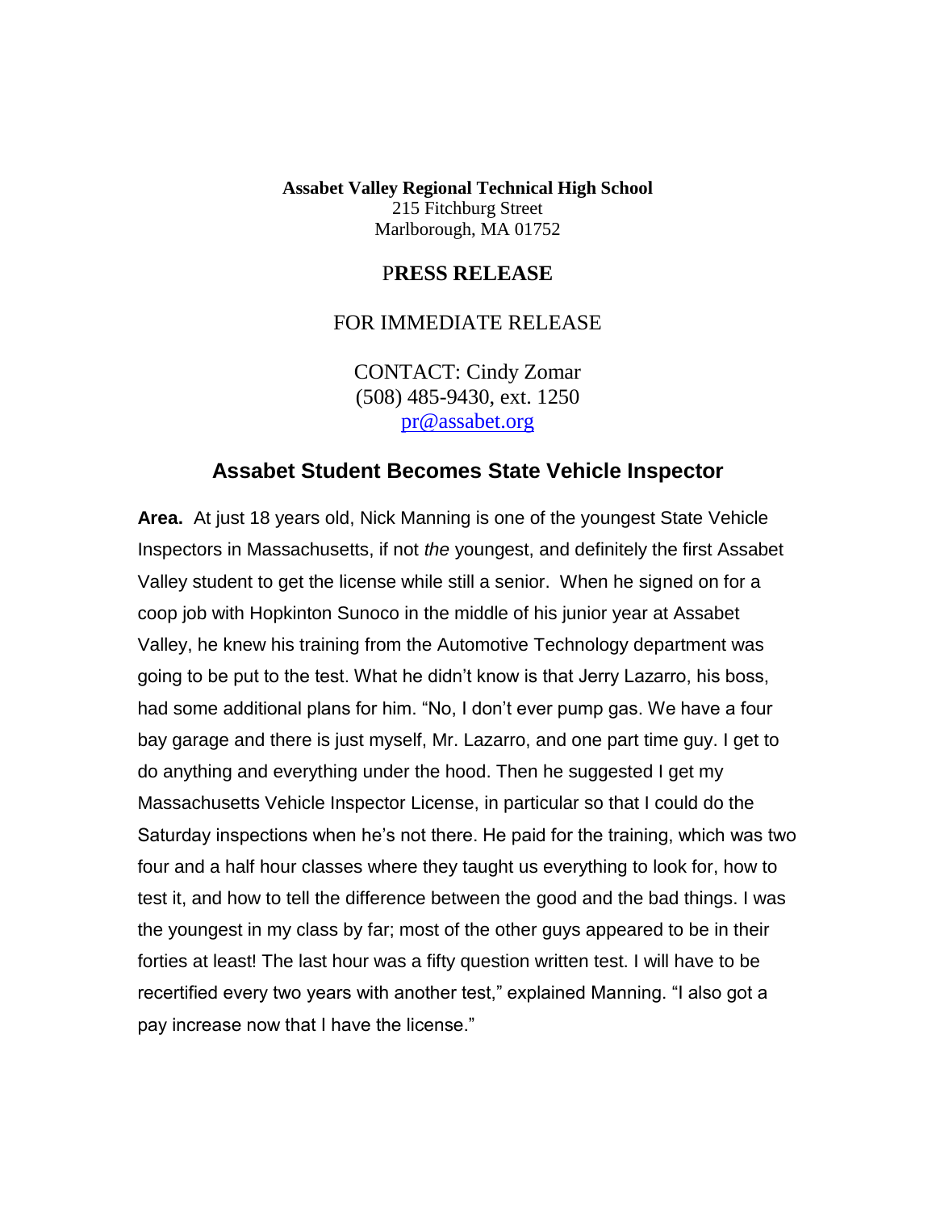**Assabet Valley Regional Technical High School**
215 Fitchburg Street
Marlborough, MA 01752

**PRESS RELEASE**

FOR IMMEDIATE RELEASE

CONTACT: Cindy Zomar
(508) 485-9430, ext. 1250
pr@assabet.org

## Assabet Student Becomes State Vehicle Inspector

**Area.** At just 18 years old, Nick Manning is one of the youngest State Vehicle Inspectors in Massachusetts, if not *the* youngest, and definitely the first Assabet Valley student to get the license while still a senior. When he signed on for a coop job with Hopkinton Sunoco in the middle of his junior year at Assabet Valley, he knew his training from the Automotive Technology department was going to be put to the test. What he didn't know is that Jerry Lazarro, his boss, had some additional plans for him. "No, I don't ever pump gas. We have a four bay garage and there is just myself, Mr. Lazarro, and one part time guy. I get to do anything and everything under the hood. Then he suggested I get my Massachusetts Vehicle Inspector License, in particular so that I could do the Saturday inspections when he's not there. He paid for the training, which was two four and a half hour classes where they taught us everything to look for, how to test it, and how to tell the difference between the good and the bad things. I was the youngest in my class by far; most of the other guys appeared to be in their forties at least! The last hour was a fifty question written test. I will have to be recertified every two years with another test," explained Manning. "I also got a pay increase now that I have the license."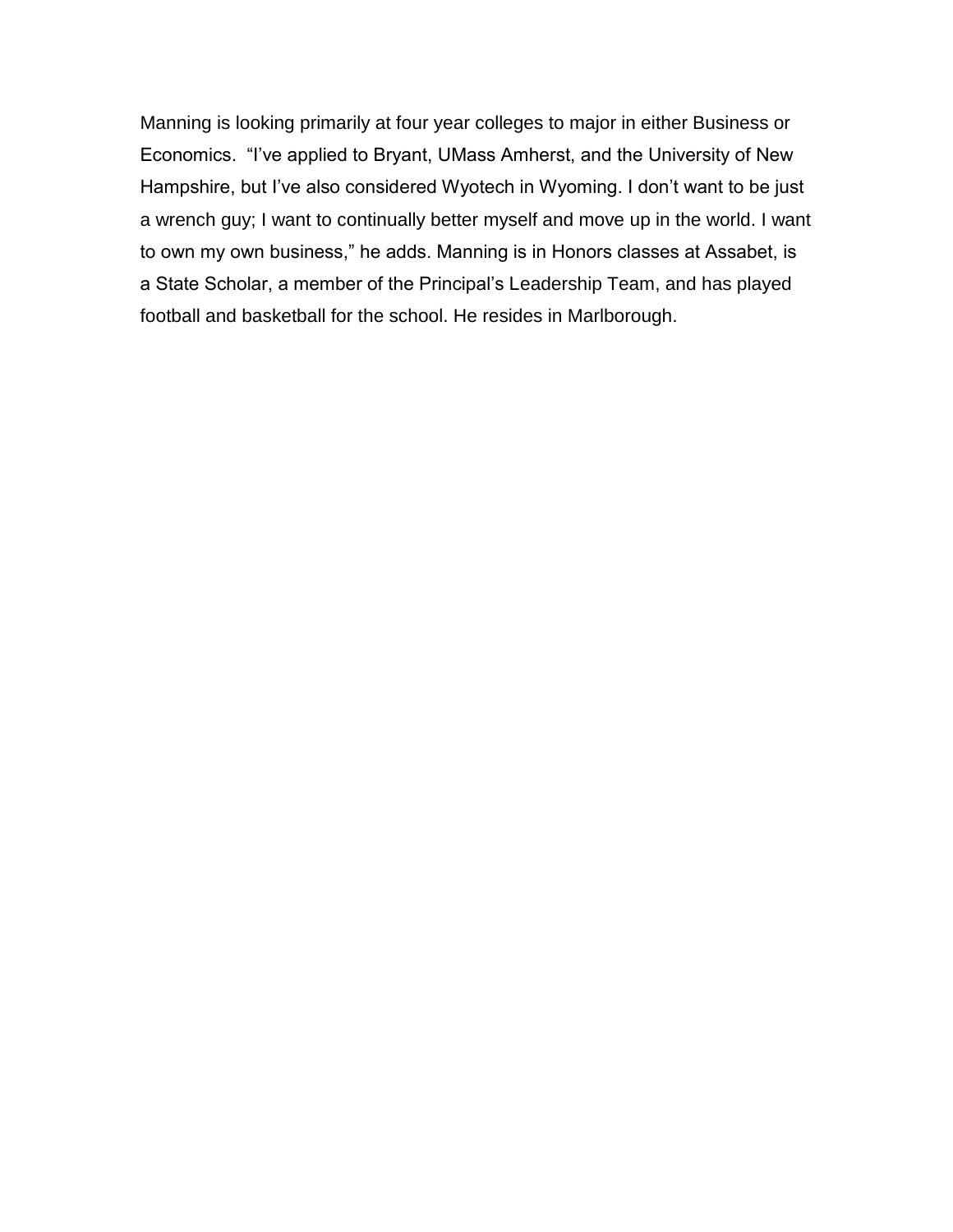Manning is looking primarily at four year colleges to major in either Business or Economics. "I've applied to Bryant, UMass Amherst, and the University of New Hampshire, but I've also considered Wyotech in Wyoming. I don't want to be just a wrench guy; I want to continually better myself and move up in the world. I want to own my own business," he adds. Manning is in Honors classes at Assabet, is a State Scholar, a member of the Principal's Leadership Team, and has played football and basketball for the school. He resides in Marlborough.